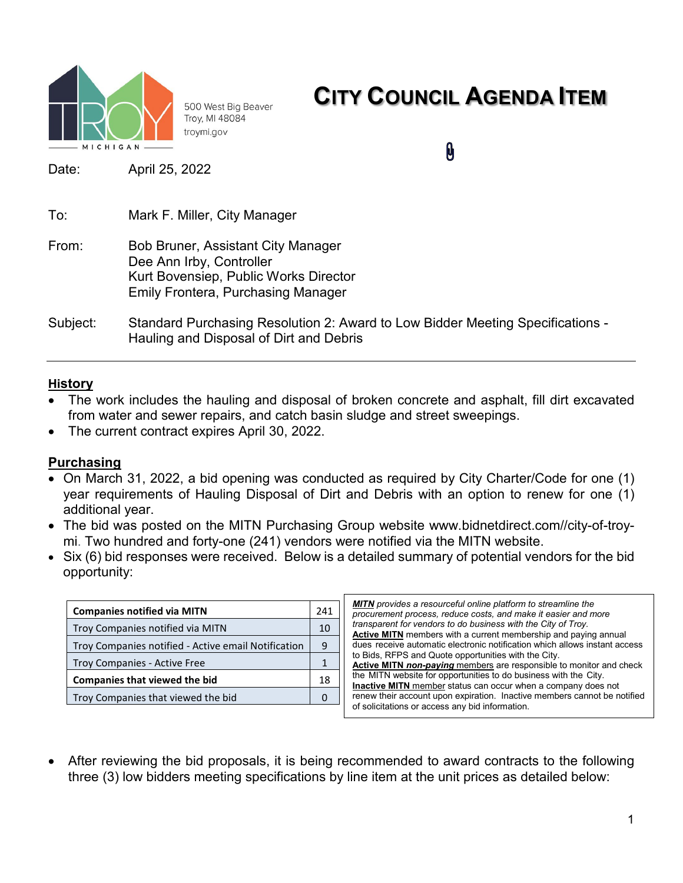500 West Big Beaver
Troy, MI 48084
troymi.gov

# CITY COUNCIL AGENDA ITEM

Date: April 25, 2022

To: Mark F. Miller, City Manager

From: Bob Bruner, Assistant City Manager
Dee Ann Irby, Controller
Kurt Bovensiep, Public Works Director
Emily Frontera, Purchasing Manager

Subject: Standard Purchasing Resolution 2: Award to Low Bidder Meeting Specifications - Hauling and Disposal of Dirt and Debris

## History

- The work includes the hauling and disposal of broken concrete and asphalt, fill dirt excavated from water and sewer repairs, and catch basin sludge and street sweepings.
- The current contract expires April 30, 2022.

## Purchasing

- On March 31, 2022, a bid opening was conducted as required by City Charter/Code for one (1) year requirements of Hauling Disposal of Dirt and Debris with an option to renew for one (1) additional year.
- The bid was posted on the MITN Purchasing Group website www.bidnetdirect.com//city-of-troy-mi. Two hundred and forty-one (241) vendors were notified via the MITN website.
- Six (6) bid responses were received. Below is a detailed summary of potential vendors for the bid opportunity:

| **Companies notified via MITN** | 241 |
|---|---|
| Troy Companies notified via MITN | 10 |
| Troy Companies notified - Active email Notification | 9 |
| Troy Companies - Active Free | 1 |
| **Companies that viewed the bid** | 18 |
| Troy Companies that viewed the bid | 0 |

***MITN*** *provides a resourceful online platform to streamline the procurement process, reduce costs, and make it easier and more transparent for vendors to do business with the City of Troy.*
**Active MITN** members with a current membership and paying annual dues receive automatic electronic notification which allows instant access to Bids, RFPS and Quote opportunities with the City.
**Active MITN *non-paying*** members are responsible to monitor and check the MITN website for opportunities to do business with the City.
**Inactive MITN** member status can occur when a company does not renew their account upon expiration. Inactive members cannot be notified of solicitations or access any bid information.

- After reviewing the bid proposals, it is being recommended to award contracts to the following three (3) low bidders meeting specifications by line item at the unit prices as detailed below: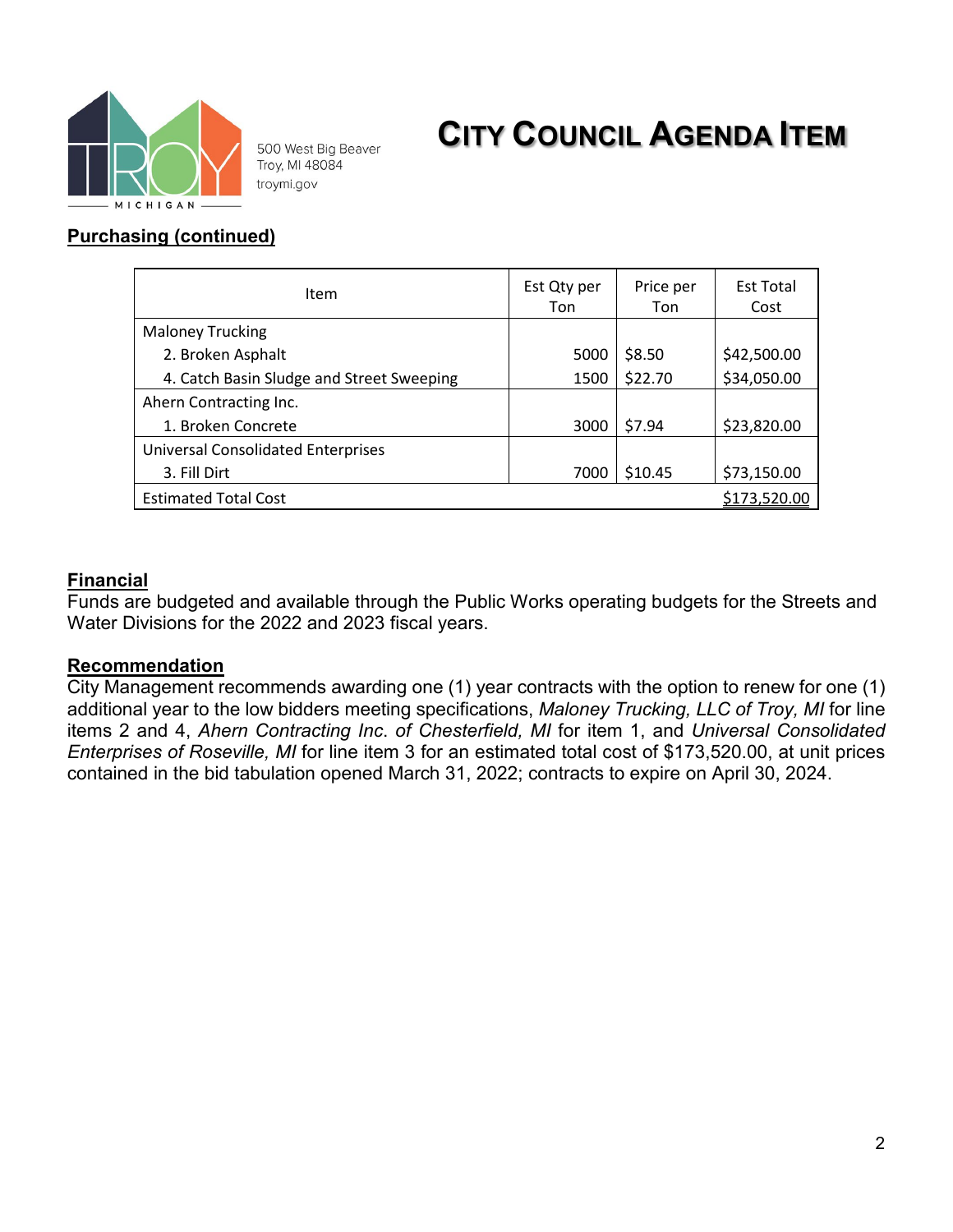**CITY COUNCIL AGENDA ITEM**

500 West Big Beaver
Troy, MI 48084
troymi.gov

## Purchasing (continued)

| Item | Est Qty per Ton | Price per Ton | Est Total Cost |
|---|---|---|---|
| Maloney Trucking | | | |
| 2. Broken Asphalt | 5000 | $8.50 | $42,500.00 |
| 4. Catch Basin Sludge and Street Sweeping | 1500 | $22.70 | $34,050.00 |
| Ahern Contracting Inc. | | | |
| 1. Broken Concrete | 3000 | $7.94 | $23,820.00 |
| Universal Consolidated Enterprises | | | |
| 3. Fill Dirt | 7000 | $10.45 | $73,150.00 |
| Estimated Total Cost | | | $173,520.00 |

## Financial

Funds are budgeted and available through the Public Works operating budgets for the Streets and Water Divisions for the 2022 and 2023 fiscal years.

## Recommendation

City Management recommends awarding one (1) year contracts with the option to renew for one (1) additional year to the low bidders meeting specifications, *Maloney Trucking, LLC of Troy, MI* for line items 2 and 4, *Ahern Contracting Inc. of Chesterfield, MI* for item 1, and *Universal Consolidated Enterprises of Roseville, MI* for line item 3 for an estimated total cost of $173,520.00, at unit prices contained in the bid tabulation opened March 31, 2022; contracts to expire on April 30, 2024.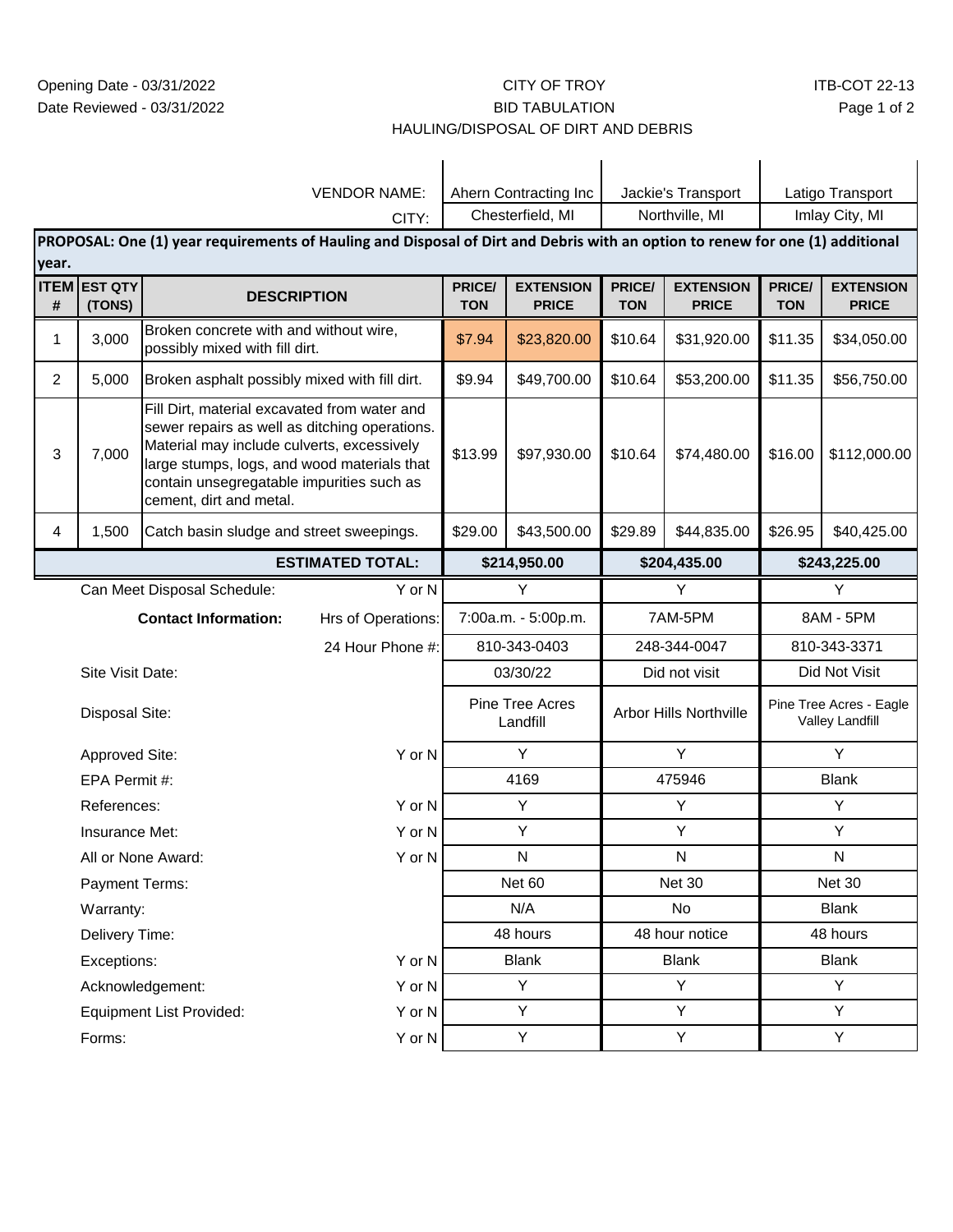Opening Date - 03/31/2022
Date Reviewed - 03/31/2022

# CITY OF TROY
## BID TABULATION
## HAULING/DISPOSAL OF DIRT AND DEBRIS

ITB-COT 22-13

| | | VENDOR NAME: | Ahern Contracting Inc | | Jackie's Transport | | Latigo Transport | |
|---|---|---|---|---|---|---|---|---|
| | | CITY: | Chesterfield, MI | | Northville, MI | | Imlay City, MI | |

**PROPOSAL: One (1) year requirements of Hauling and Disposal of Dirt and Debris with an option to renew for one (1) additional year.**

| ITEM # | EST QTY (TONS) | DESCRIPTION | PRICE/ TON | EXTENSION PRICE | PRICE/ TON | EXTENSION PRICE | PRICE/ TON | EXTENSION PRICE |
|---|---|---|---|---|---|---|---|---|
| 1 | 3,000 | Broken concrete with and without wire, possibly mixed with fill dirt. | $7.94 | $23,820.00 | $10.64 | $31,920.00 | $11.35 | $34,050.00 |
| 2 | 5,000 | Broken asphalt possibly mixed with fill dirt. | $9.94 | $49,700.00 | $10.64 | $53,200.00 | $11.35 | $56,750.00 |
| 3 | 7,000 | Fill Dirt, material excavated from water and sewer repairs as well as ditching operations. Material may include culverts, excessively large stumps, logs, and wood materials that contain unsegregatable impurities such as cement, dirt and metal. | $13.99 | $97,930.00 | $10.64 | $74,480.00 | $16.00 | $112,000.00 |
| 4 | 1,500 | Catch basin sludge and street sweepings. | $29.00 | $43,500.00 | $29.89 | $44,835.00 | $26.95 | $40,425.00 |
| | | **ESTIMATED TOTAL:** | **$214,950.00** | | **$204,435.00** | | **$243,225.00** | |

| | | Ahern Contracting Inc | Jackie's Transport | Latigo Transport |
|---|---|---|---|---|
| Can Meet Disposal Schedule: | Y or N | Y | Y | Y |
| **Contact Information:** | Hrs of Operations: | 7:00a.m. - 5:00p.m. | 7AM-5PM | 8AM - 5PM |
| | 24 Hour Phone #: | 810-343-0403 | 248-344-0047 | 810-343-3371 |
| Site Visit Date: | | 03/30/22 | Did not visit | Did Not Visit |
| Disposal Site: | | Pine Tree Acres Landfill | Arbor Hills Northville | Pine Tree Acres - Eagle Valley Landfill |
| Approved Site: | Y or N | Y | Y | Y |
| EPA Permit #: | | 4169 | 475946 | Blank |
| References: | Y or N | Y | Y | Y |
| Insurance Met: | Y or N | Y | Y | Y |
| All or None Award: | Y or N | N | N | N |
| Payment Terms: | | Net 60 | Net 30 | Net 30 |
| Warranty: | | N/A | No | Blank |
| Delivery Time: | | 48 hours | 48 hour notice | 48 hours |
| Exceptions: | Y or N | Blank | Blank | Blank |
| Acknowledgement: | Y or N | Y | Y | Y |
| Equipment List Provided: | Y or N | Y | Y | Y |
| Forms: | Y or N | Y | Y | Y |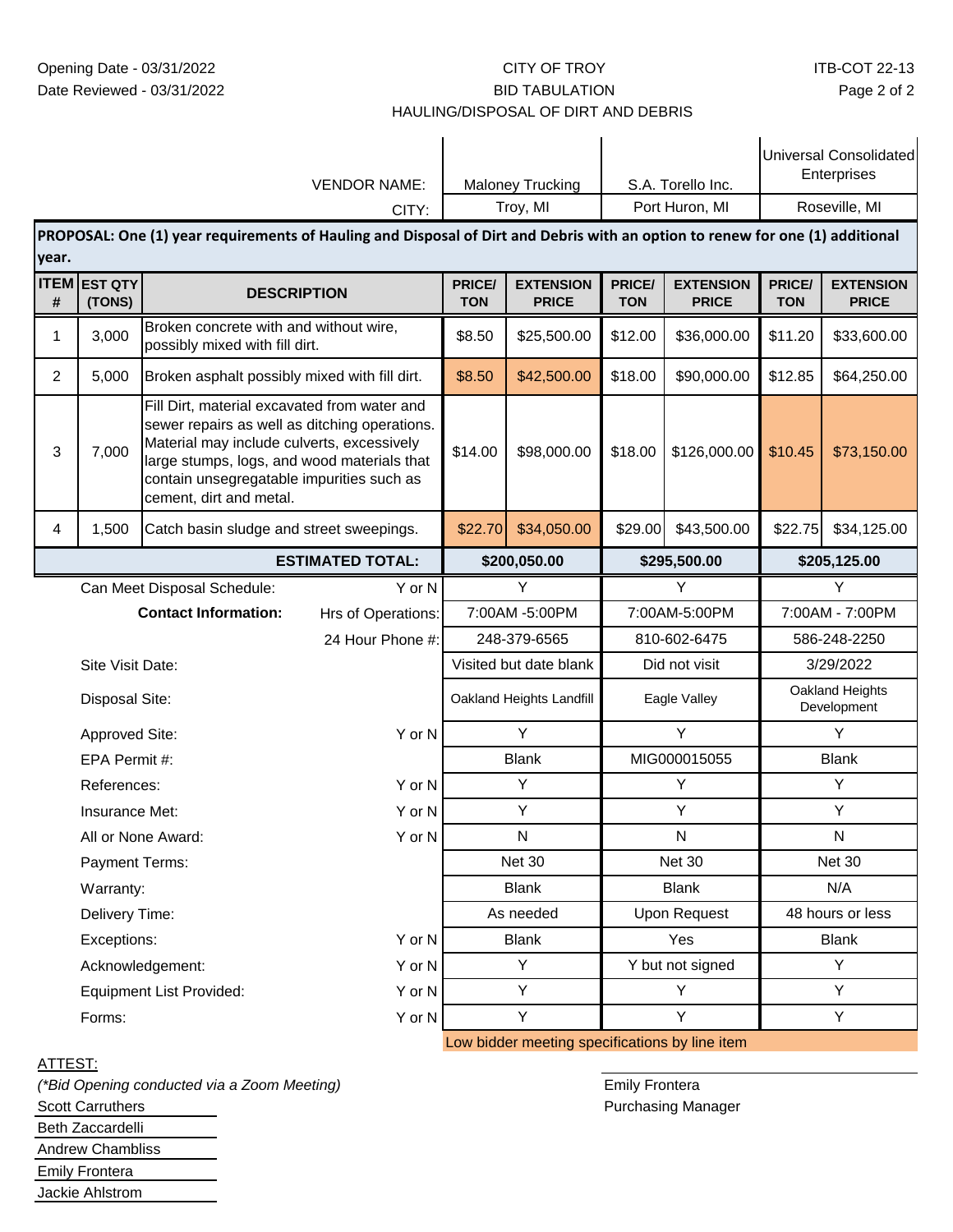Opening Date - 03/31/2022
Date Reviewed - 03/31/2022

CITY OF TROY
BID TABULATION
HAULING/DISPOSAL OF DIRT AND DEBRIS

ITB-COT 22-13

| | | | Maloney Trucking | | S.A. Torello Inc. | | Universal Consolidated Enterprises | |
|---|---|---|---|---|---|---|---|---|
| | | **VENDOR NAME:** CITY: | Troy, MI | | Port Huron, MI | | Roseville, MI | |
| **PROPOSAL: One (1) year requirements of Hauling and Disposal of Dirt and Debris with an option to renew for one (1) additional year.** | | | | | | | | |
| **ITEM #** | **EST QTY (TONS)** | **DESCRIPTION** | **PRICE/ TON** | **EXTENSION PRICE** | **PRICE/ TON** | **EXTENSION PRICE** | **PRICE/ TON** | **EXTENSION PRICE** |
| 1 | 3,000 | Broken concrete with and without wire, possibly mixed with fill dirt. | $8.50 | $25,500.00 | $12.00 | $36,000.00 | $11.20 | $33,600.00 |
| 2 | 5,000 | Broken asphalt possibly mixed with fill dirt. | $8.50 | $42,500.00 | $18.00 | $90,000.00 | $12.85 | $64,250.00 |
| 3 | 7,000 | Fill Dirt, material excavated from water and sewer repairs as well as ditching operations. Material may include culverts, excessively large stumps, logs, and wood materials that contain unsegregatable impurities such as cement, dirt and metal. | $14.00 | $98,000.00 | $18.00 | $126,000.00 | $10.45 | $73,150.00 |
| 4 | 1,500 | Catch basin sludge and street sweepings. | $22.70 | $34,050.00 | $29.00 | $43,500.00 | $22.75 | $34,125.00 |
| | | **ESTIMATED TOTAL:** | **$200,050.00** | | **$295,500.00** | | **$205,125.00** | |
| Can Meet Disposal Schedule: | | Y or N | Y | | Y | | Y | |
| **Contact Information:** | | Hrs of Operations: | 7:00AM -5:00PM | | 7:00AM-5:00PM | | 7:00AM - 7:00PM | |
| | | 24 Hour Phone #: | 248-379-6565 | | 810-602-6475 | | 586-248-2250 | |
| Site Visit Date: | | | Visited but date blank | | Did not visit | | 3/29/2022 | |
| Disposal Site: | | | Oakland Heights Landfill | | Eagle Valley | | Oakland Heights Development | |
| Approved Site: | | Y or N | Y | | Y | | Y | |
| EPA Permit #: | | | Blank | | MIG000015055 | | Blank | |
| References: | | Y or N | Y | | Y | | Y | |
| Insurance Met: | | Y or N | Y | | Y | | Y | |
| All or None Award: | | Y or N | N | | N | | N | |
| Payment Terms: | | | Net 30 | | Net 30 | | Net 30 | |
| Warranty: | | | Blank | | Blank | | N/A | |
| Delivery Time: | | | As needed | | Upon Request | | 48 hours or less | |
| Exceptions: | | Y or N | Blank | | Yes | | Blank | |
| Acknowledgement: | | Y or N | Y | | Y but not signed | | Y | |
| Equipment List Provided: | | Y or N | Y | | Y | | Y | |
| Forms: | | Y or N | Y | | Y | | Y | |

Low bidder meeting specifications by line item

ATTEST:
*(\*Bid Opening conducted via a Zoom Meeting)*
Scott Carruthers
Beth Zaccardelli
Andrew Chambliss
Emily Frontera
Jackie Ahlstrom

Emily Frontera
Purchasing Manager